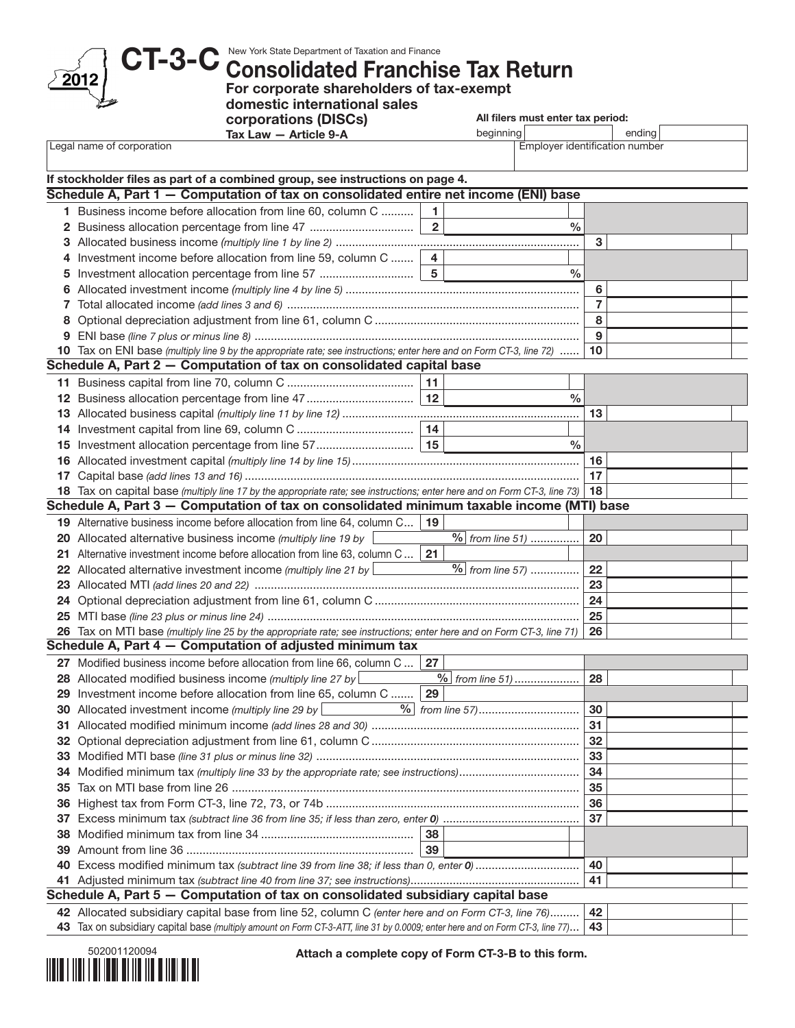# CT-3-C

New York State Department of Taxation and Finance

## Consolidated Franchise Tax Return

**For corporate shareholders of tax-exempt domestic international sales corporations (DISCs)**

**Tax Law — Article 9-A**

2012

**All filers must enter tax period:** beginning ______ ending ______

Legal name of corporation | Employer identification number

**If stockholder files as part of a combined group, see instructions on page 4.**

### Schedule A, Part 1 — Computation of tax on consolidated entire net income (ENI) base

| Line | Description | | | | |
|---|---|---|---|---|---|
| 1 | Business income before allocation from line 60, column C | 1 | | | |
| 2 | Business allocation percentage from line 47 | 2 | % | | |
| 3 | Allocated business income *(multiply line 1 by line 2)* | | | 3 | |
| 4 | Investment income before allocation from line 59, column C | 4 | | | |
| 5 | Investment allocation percentage from line 57 | 5 | % | | |
| 6 | Allocated investment income *(multiply line 4 by line 5)* | | | 6 | |
| 7 | Total allocated income *(add lines 3 and 6)* | | | 7 | |
| 8 | Optional depreciation adjustment from line 61, column C | | | 8 | |
| 9 | ENI base *(line 7 plus or minus line 8)* | | | 9 | |
| 10 | Tax on ENI base *(multiply line 9 by the appropriate rate; see instructions; enter here and on Form CT-3, line 72)* | | | 10 | |

### Schedule A, Part 2 — Computation of tax on consolidated capital base

| Line | Description | | | | |
|---|---|---|---|---|---|
| 11 | Business capital from line 70, column C | 11 | | | |
| 12 | Business allocation percentage from line 47 | 12 | % | | |
| 13 | Allocated business capital *(multiply line 11 by line 12)* | | | 13 | |
| 14 | Investment capital from line 69, column C | 14 | | | |
| 15 | Investment allocation percentage from line 57 | 15 | % | | |
| 16 | Allocated investment capital *(multiply line 14 by line 15)* | | | 16 | |
| 17 | Capital base *(add lines 13 and 16)* | | | 17 | |
| 18 | Tax on capital base *(multiply line 17 by the appropriate rate; see instructions; enter here and on Form CT-3, line 73)* | | | 18 | |

### Schedule A, Part 3 — Computation of tax on consolidated minimum taxable income (MTI) base

| Line | Description | | | | |
|---|---|---|---|---|---|
| 19 | Alternative business income before allocation from line 64, column C | 19 | | | |
| 20 | Allocated alternative business income *(multiply line 19 by* ______ % *from line 51)* | | | 20 | |
| 21 | Alternative investment income before allocation from line 63, column C | 21 | | | |
| 22 | Allocated alternative investment income *(multiply line 21 by* ______ % *from line 57)* | | | 22 | |
| 23 | Allocated MTI *(add lines 20 and 22)* | | | 23 | |
| 24 | Optional depreciation adjustment from line 61, column C | | | 24 | |
| 25 | MTI base *(line 23 plus or minus line 24)* | | | 25 | |
| 26 | Tax on MTI base *(multiply line 25 by the appropriate rate; see instructions; enter here and on Form CT-3, line 71)* | | | 26 | |

### Schedule A, Part 4 — Computation of adjusted minimum tax

| Line | Description | | | | |
|---|---|---|---|---|---|
| 27 | Modified business income before allocation from line 66, column C | 27 | | | |
| 28 | Allocated modified business income *(multiply line 27 by* ______ % *from line 51)* | | | 28 | |
| 29 | Investment income before allocation from line 65, column C | 29 | | | |
| 30 | Allocated investment income *(multiply line 29 by* ______ % *from line 57)* | | | 30 | |
| 31 | Allocated modified minimum income *(add lines 28 and 30)* | | | 31 | |
| 32 | Optional depreciation adjustment from line 61, column C | | | 32 | |
| 33 | Modified MTI base *(line 31 plus or minus line 32)* | | | 33 | |
| 34 | Modified minimum tax *(multiply line 33 by the appropriate rate; see instructions)* | | | 34 | |
| 35 | Tax on MTI base from line 26 | | | 35 | |
| 36 | Highest tax from Form CT-3, line 72, 73, or 74b | | | 36 | |
| 37 | Excess minimum tax *(subtract line 36 from line 35; if less than zero, enter **0**)* | | | 37 | |
| 38 | Modified minimum tax from line 34 | 38 | | | |
| 39 | Amount from line 36 | 39 | | | |
| 40 | Excess modified minimum tax *(subtract line 39 from line 38; if less than 0, enter **0**)* | | | 40 | |
| 41 | Adjusted minimum tax *(subtract line 40 from line 37; see instructions)* | | | 41 | |

### Schedule A, Part 5 — Computation of tax on consolidated subsidiary capital base

| Line | Description | | |
|---|---|---|---|
| 42 | Allocated subsidiary capital base from line 52, column C *(enter here and on Form CT-3, line 76)* | 42 | |
| 43 | Tax on subsidiary capital base *(multiply amount on Form CT-3-ATT, line 31 by 0.0009; enter here and on Form CT-3, line 77)* | 43 | |

502001120094

**Attach a complete copy of Form CT-3-B to this form.**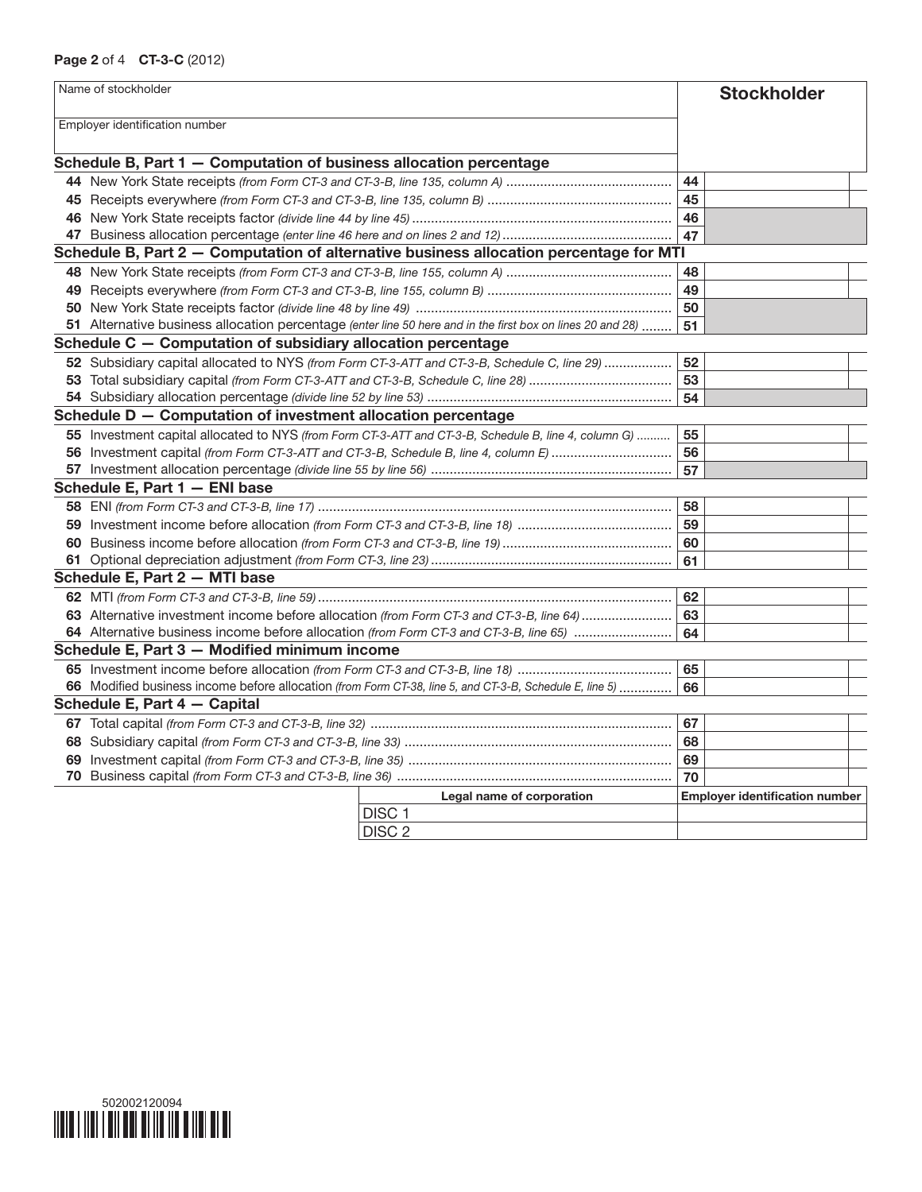Page 2 of 4 **CT-3-C** (2012)

| Name of stockholder | | **Stockholder** |
|---|---|---|
| Employer identification number | | |

**Schedule B, Part 1 — Computation of business allocation percentage**

| | Line | Stockholder |
|---|---|---|
| **44** New York State receipts *(from Form CT-3 and CT-3-B, line 135, column A)* | 44 | |
| **45** Receipts everywhere *(from Form CT-3 and CT-3-B, line 135, column B)* | 45 | |
| **46** New York State receipts factor *(divide line 44 by line 45)* | 46 | |
| **47** Business allocation percentage *(enter line 46 here and on lines 2 and 12)* | 47 | |

**Schedule B, Part 2 — Computation of alternative business allocation percentage for MTI**

| | Line | Stockholder |
|---|---|---|
| **48** New York State receipts *(from Form CT-3 and CT-3-B, line 155, column A)* | 48 | |
| **49** Receipts everywhere *(from Form CT-3 and CT-3-B, line 155, column B)* | 49 | |
| **50** New York State receipts factor *(divide line 48 by line 49)* | 50 | |
| **51** Alternative business allocation percentage *(enter line 50 here and in the first box on lines 20 and 28)* | 51 | |

**Schedule C — Computation of subsidiary allocation percentage**

| | Line | Stockholder |
|---|---|---|
| **52** Subsidiary capital allocated to NYS *(from Form CT-3-ATT and CT-3-B, Schedule C, line 29)* | 52 | |
| **53** Total subsidiary capital *(from Form CT-3-ATT and CT-3-B, Schedule C, line 28)* | 53 | |
| **54** Subsidiary allocation percentage *(divide line 52 by line 53)* | 54 | |

**Schedule D — Computation of investment allocation percentage**

| | Line | Stockholder |
|---|---|---|
| **55** Investment capital allocated to NYS *(from Form CT-3-ATT and CT-3-B, Schedule B, line 4, column G)* | 55 | |
| **56** Investment capital *(from Form CT-3-ATT and CT-3-B, Schedule B, line 4, column E)* | 56 | |
| **57** Investment allocation percentage *(divide line 55 by line 56)* | 57 | |

**Schedule E, Part 1 — ENI base**

| | Line | Stockholder |
|---|---|---|
| **58** ENI *(from Form CT-3 and CT-3-B, line 17)* | 58 | |
| **59** Investment income before allocation *(from Form CT-3 and CT-3-B, line 18)* | 59 | |
| **60** Business income before allocation *(from Form CT-3 and CT-3-B, line 19)* | 60 | |
| **61** Optional depreciation adjustment *(from Form CT-3, line 23)* | 61 | |

**Schedule E, Part 2 — MTI base**

| | Line | Stockholder |
|---|---|---|
| **62** MTI *(from Form CT-3 and CT-3-B, line 59)* | 62 | |
| **63** Alternative investment income before allocation *(from Form CT-3 and CT-3-B, line 64)* | 63 | |
| **64** Alternative business income before allocation *(from Form CT-3 and CT-3-B, line 65)* | 64 | |

**Schedule E, Part 3 — Modified minimum income**

| | Line | Stockholder |
|---|---|---|
| **65** Investment income before allocation *(from Form CT-3 and CT-3-B, line 18)* | 65 | |
| **66** Modified business income before allocation *(from Form CT-38, line 5, and CT-3-B, Schedule E, line 5)* | 66 | |

**Schedule E, Part 4 — Capital**

| | Line | Stockholder |
|---|---|---|
| **67** Total capital *(from Form CT-3 and CT-3-B, line 32)* | 67 | |
| **68** Subsidiary capital *(from Form CT-3 and CT-3-B, line 33)* | 68 | |
| **69** Investment capital *(from Form CT-3 and CT-3-B, line 35)* | 69 | |
| **70** Business capital *(from Form CT-3 and CT-3-B, line 36)* | 70 | |

| | Legal name of corporation | Employer identification number |
|---|---|---|
| DISC 1 | | |
| DISC 2 | | |

502002120094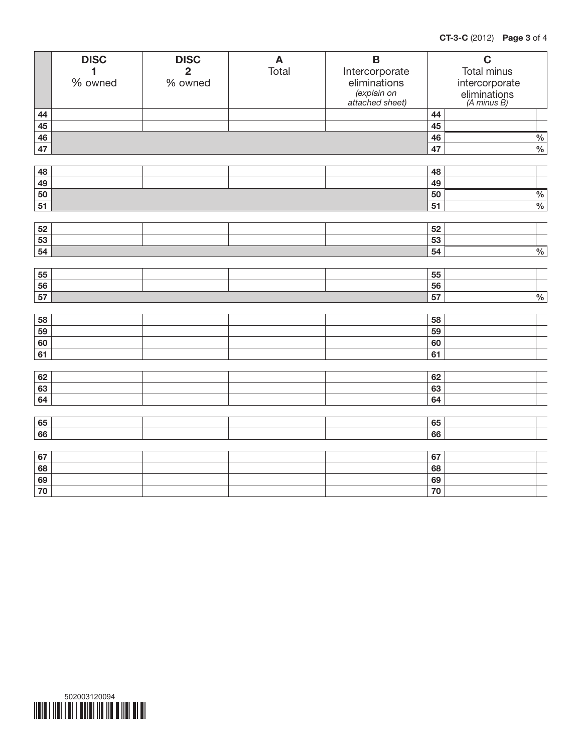| | DISC 1 % owned | DISC 2 % owned | A Total | B Intercorporate eliminations *(explain on attached sheet)* | | C Total minus intercorporate eliminations *(A minus B)* |
|---|---|---|---|---|---|---|
| 44 | | | | | 44 | |
| 45 | | | | | 45 | |
| 46 | | | | | 46 | % |
| 47 | | | | | 47 | % |
| 48 | | | | | 48 | |
| 49 | | | | | 49 | |
| 50 | | | | | 50 | % |
| 51 | | | | | 51 | % |
| 52 | | | | | 52 | |
| 53 | | | | | 53 | |
| 54 | | | | | 54 | % |
| 55 | | | | | 55 | |
| 56 | | | | | 56 | |
| 57 | | | | | 57 | % |
| 58 | | | | | 58 | |
| 59 | | | | | 59 | |
| 60 | | | | | 60 | |
| 61 | | | | | 61 | |
| 62 | | | | | 62 | |
| 63 | | | | | 63 | |
| 64 | | | | | 64 | |
| 65 | | | | | 65 | |
| 66 | | | | | 66 | |
| 67 | | | | | 67 | |
| 68 | | | | | 68 | |
| 69 | | | | | 69 | |
| 70 | | | | | 70 | |

502003120094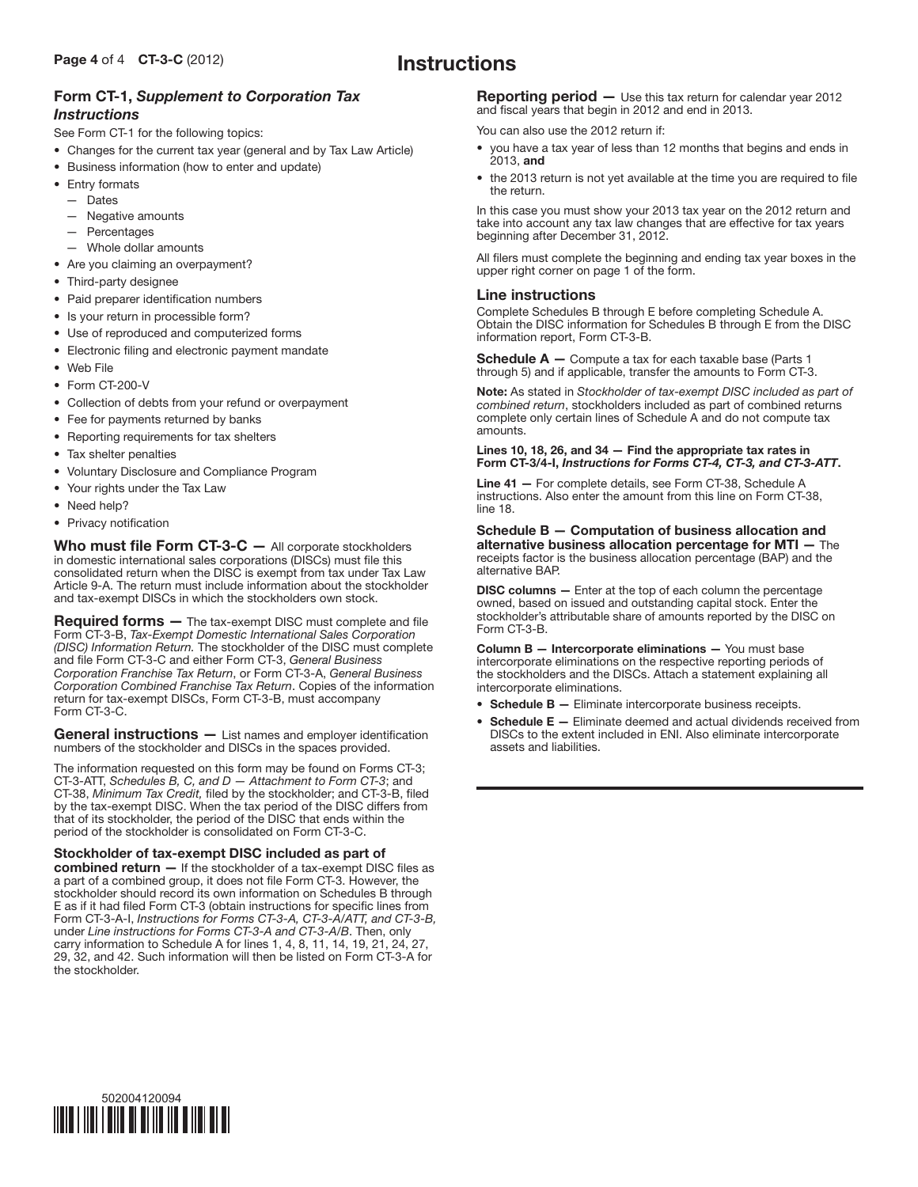# Instructions

## Form CT-1, *Supplement to Corporation Tax Instructions*

See Form CT-1 for the following topics:

- Changes for the current tax year (general and by Tax Law Article)
- Business information (how to enter and update)
- Entry formats
  - — Dates
  - — Negative amounts
  - — Percentages
  - — Whole dollar amounts
- Are you claiming an overpayment?
- Third-party designee
- Paid preparer identification numbers
- Is your return in processible form?
- Use of reproduced and computerized forms
- Electronic filing and electronic payment mandate
- Web File
- Form CT-200-V
- Collection of debts from your refund or overpayment
- Fee for payments returned by banks
- Reporting requirements for tax shelters
- Tax shelter penalties
- Voluntary Disclosure and Compliance Program
- Your rights under the Tax Law
- Need help?
- Privacy notification

**Who must file Form CT-3-C —** All corporate stockholders in domestic international sales corporations (DISCs) must file this consolidated return when the DISC is exempt from tax under Tax Law Article 9-A. The return must include information about the stockholder and tax-exempt DISCs in which the stockholders own stock.

**Required forms —** The tax-exempt DISC must complete and file Form CT-3-B, *Tax-Exempt Domestic International Sales Corporation (DISC) Information Return*. The stockholder of the DISC must complete and file Form CT-3-C and either Form CT-3, *General Business Corporation Franchise Tax Return*, or Form CT-3-A, *General Business Corporation Combined Franchise Tax Return*. Copies of the information return for tax-exempt DISCs, Form CT-3-B, must accompany Form CT-3-C.

**General instructions —** List names and employer identification numbers of the stockholder and DISCs in the spaces provided.

The information requested on this form may be found on Forms CT-3; CT-3-ATT, *Schedules B, C, and D — Attachment to Form CT-3*; and CT-38, *Minimum Tax Credit,* filed by the stockholder; and CT-3-B, filed by the tax-exempt DISC. When the tax period of the DISC differs from that of its stockholder, the period of the DISC that ends within the period of the stockholder is consolidated on Form CT-3-C.

**Stockholder of tax-exempt DISC included as part of combined return —** If the stockholder of a tax-exempt DISC files as a part of a combined group, it does not file Form CT-3. However, the stockholder should record its own information on Schedules B through E as if it had filed Form CT-3 (obtain instructions for specific lines from Form CT-3-A-I, *Instructions for Forms CT-3-A, CT-3-A/ATT, and CT-3-B,* under *Line instructions for Forms CT-3-A and CT-3-A/B*. Then, only carry information to Schedule A for lines 1, 4, 8, 11, 14, 19, 21, 24, 27, 29, 32, and 42. Such information will then be listed on Form CT-3-A for the stockholder.

**Reporting period —** Use this tax return for calendar year 2012 and fiscal years that begin in 2012 and end in 2013.

You can also use the 2012 return if:

- you have a tax year of less than 12 months that begins and ends in 2013, **and**
- the 2013 return is not yet available at the time you are required to file the return.

In this case you must show your 2013 tax year on the 2012 return and take into account any tax law changes that are effective for tax years beginning after December 31, 2012.

All filers must complete the beginning and ending tax year boxes in the upper right corner on page 1 of the form.

## Line instructions

Complete Schedules B through E before completing Schedule A. Obtain the DISC information for Schedules B through E from the DISC information report, Form CT-3-B.

**Schedule A —** Compute a tax for each taxable base (Parts 1 through 5) and if applicable, transfer the amounts to Form CT-3.

**Note:** As stated in *Stockholder of tax-exempt DISC included as part of combined return*, stockholders included as part of combined returns complete only certain lines of Schedule A and do not compute tax amounts.

**Lines 10, 18, 26, and 34 — Find the appropriate tax rates in Form CT-3/4-I, *Instructions for Forms CT-4, CT-3, and CT-3-ATT*.**

**Line 41 —** For complete details, see Form CT-38, Schedule A instructions. Also enter the amount from this line on Form CT-38, line 18.

**Schedule B — Computation of business allocation and alternative business allocation percentage for MTI —** The receipts factor is the business allocation percentage (BAP) and the alternative BAP.

**DISC columns —** Enter at the top of each column the percentage owned, based on issued and outstanding capital stock. Enter the stockholder's attributable share of amounts reported by the DISC on Form CT-3-B.

**Column B — Intercorporate eliminations —** You must base intercorporate eliminations on the respective reporting periods of the stockholders and the DISCs. Attach a statement explaining all intercorporate eliminations.

- **Schedule B —** Eliminate intercorporate business receipts.
- **Schedule E —** Eliminate deemed and actual dividends received from DISCs to the extent included in ENI. Also eliminate intercorporate assets and liabilities.

502004120094